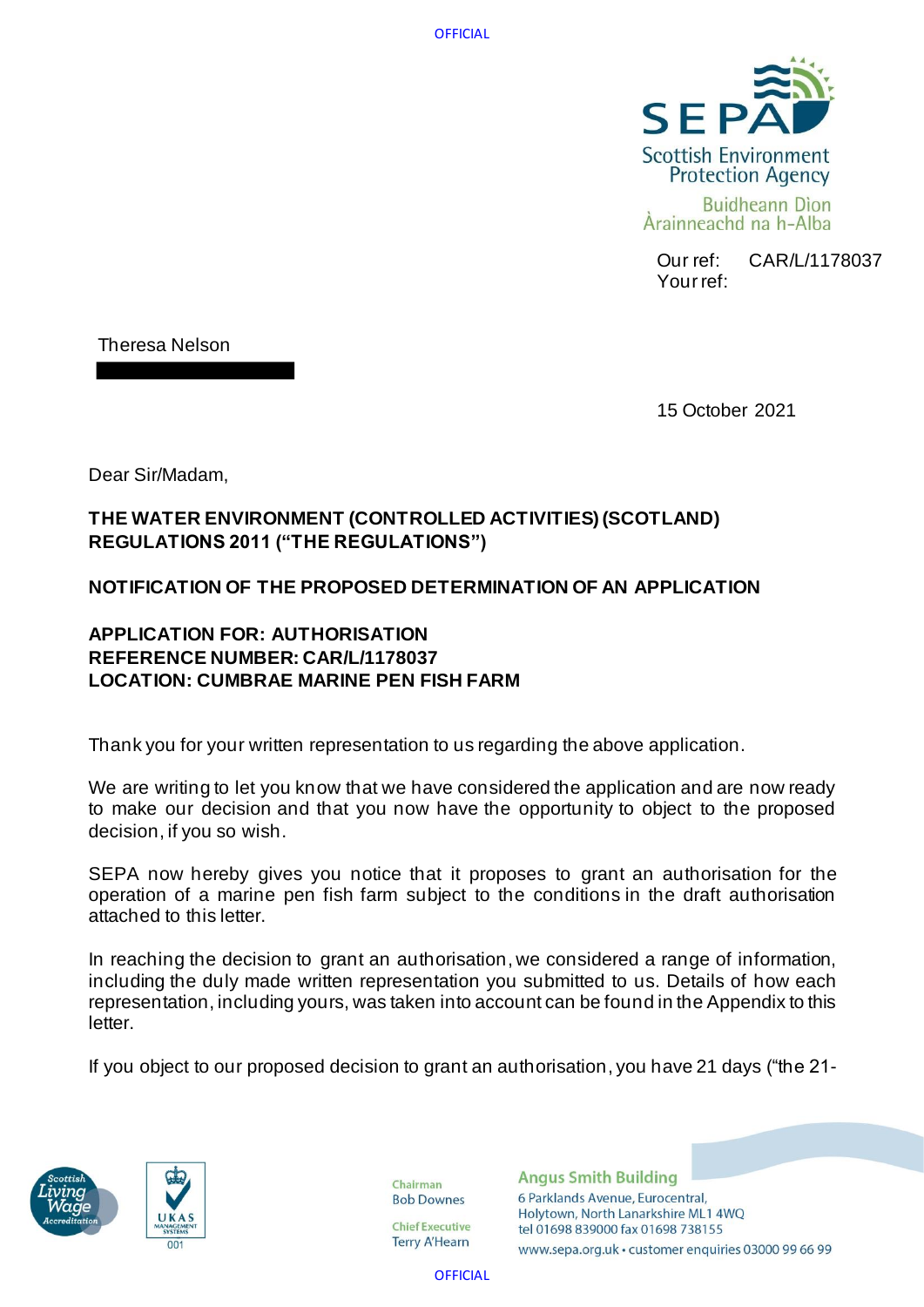OFFICIAL

Scottish Environment Protection Agency

Buidheann Dìon Àrainneachd na h-Alba

Our ref: CAR/L/1178037
Your ref:

Theresa Nelson

15 October 2021

Dear Sir/Madam,

**THE WATER ENVIRONMENT (CONTROLLED ACTIVITIES) (SCOTLAND) REGULATIONS 2011 ("THE REGULATIONS")**

**NOTIFICATION OF THE PROPOSED DETERMINATION OF AN APPLICATION**

**APPLICATION FOR: AUTHORISATION**
**REFERENCE NUMBER: CAR/L/1178037**
**LOCATION: CUMBRAE MARINE PEN FISH FARM**

Thank you for your written representation to us regarding the above application.

We are writing to let you know that we have considered the application and are now ready to make our decision and that you now have the opportunity to object to the proposed decision, if you so wish.

SEPA now hereby gives you notice that it proposes to grant an authorisation for the operation of a marine pen fish farm subject to the conditions in the draft authorisation attached to this letter.

In reaching the decision to grant an authorisation, we considered a range of information, including the duly made written representation you submitted to us. Details of how each representation, including yours, was taken into account can be found in the Appendix to this letter.

If you object to our proposed decision to grant an authorisation, you have 21 days ("the 21-

Chairman
Bob Downes

Chief Executive
Terry A'Hearn

Angus Smith Building
6 Parklands Avenue, Eurocentral,
Holytown, North Lanarkshire ML1 4WQ
tel 01698 839000 fax 01698 738155
www.sepa.org.uk • customer enquiries 03000 99 66 99

OFFICIAL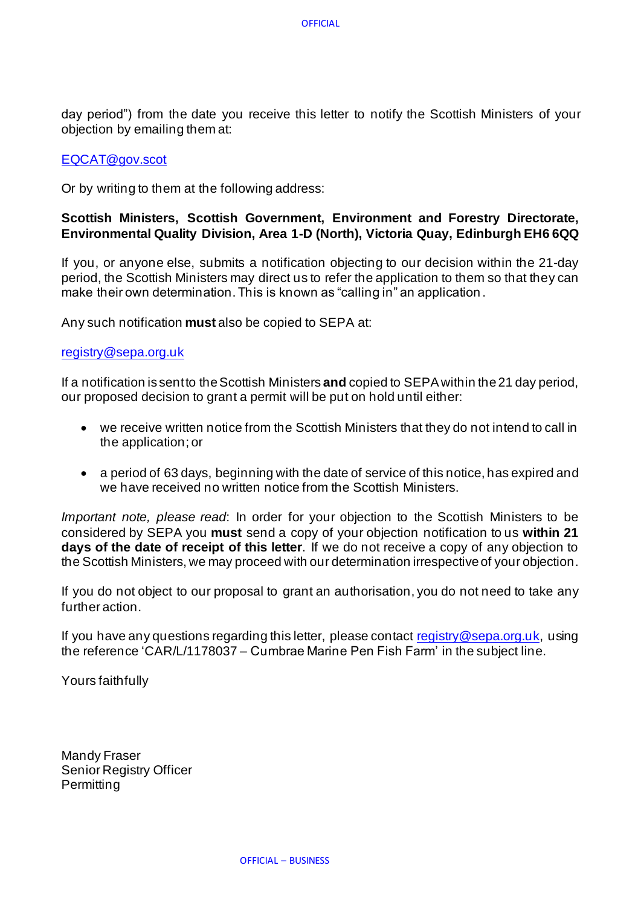day period") from the date you receive this letter to notify the Scottish Ministers of your objection by emailing them at:

EQCAT@gov.scot

Or by writing to them at the following address:

**Scottish Ministers, Scottish Government, Environment and Forestry Directorate, Environmental Quality Division, Area 1-D (North), Victoria Quay, Edinburgh EH6 6QQ**

If you, or anyone else, submits a notification objecting to our decision within the 21-day period, the Scottish Ministers may direct us to refer the application to them so that they can make their own determination. This is known as "calling in" an application.

Any such notification **must** also be copied to SEPA at:

registry@sepa.org.uk

If a notification is sent to the Scottish Ministers **and** copied to SEPA within the 21 day period, our proposed decision to grant a permit will be put on hold until either:

- we receive written notice from the Scottish Ministers that they do not intend to call in the application; or
- a period of 63 days, beginning with the date of service of this notice, has expired and we have received no written notice from the Scottish Ministers.

*Important note, please read*: In order for your objection to the Scottish Ministers to be considered by SEPA you **must** send a copy of your objection notification to us **within 21 days of the date of receipt of this letter**. If we do not receive a copy of any objection to the Scottish Ministers, we may proceed with our determination irrespective of your objection.

If you do not object to our proposal to grant an authorisation, you do not need to take any further action.

If you have any questions regarding this letter, please contact registry@sepa.org.uk, using the reference 'CAR/L/1178037 – Cumbrae Marine Pen Fish Farm' in the subject line.

Yours faithfully

Mandy Fraser
Senior Registry Officer
Permitting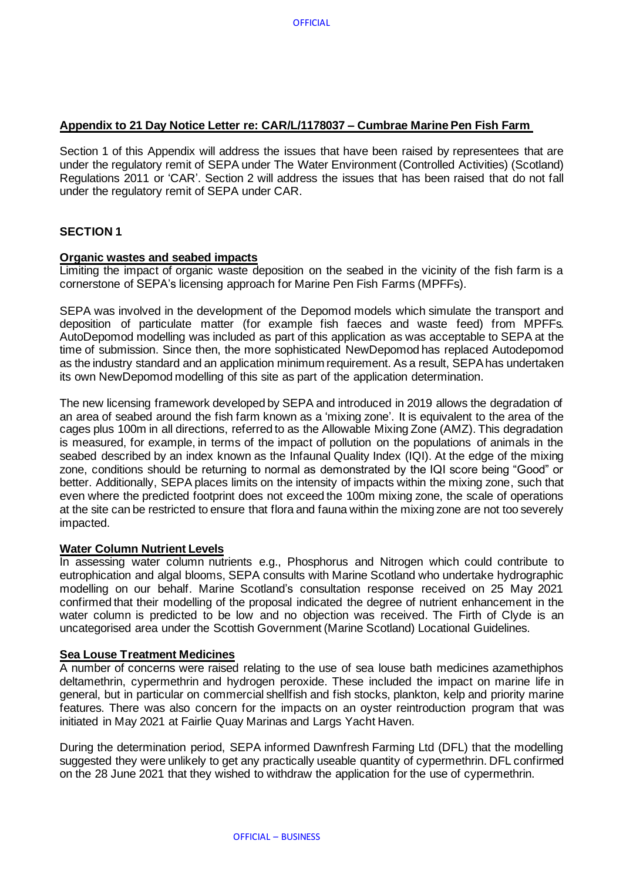## Appendix to 21 Day Notice Letter re: CAR/L/1178037 – Cumbrae Marine Pen Fish Farm

Section 1 of this Appendix will address the issues that have been raised by representees that are under the regulatory remit of SEPA under The Water Environment (Controlled Activities) (Scotland) Regulations 2011 or 'CAR'. Section 2 will address the issues that has been raised that do not fall under the regulatory remit of SEPA under CAR.

### SECTION 1

**Organic wastes and seabed impacts**

Limiting the impact of organic waste deposition on the seabed in the vicinity of the fish farm is a cornerstone of SEPA's licensing approach for Marine Pen Fish Farms (MPFFs).

SEPA was involved in the development of the Depomod models which simulate the transport and deposition of particulate matter (for example fish faeces and waste feed) from MPFFs. AutoDepomod modelling was included as part of this application as was acceptable to SEPA at the time of submission. Since then, the more sophisticated NewDepomod has replaced Autodepomod as the industry standard and an application minimum requirement. As a result, SEPA has undertaken its own NewDepomod modelling of this site as part of the application determination.

The new licensing framework developed by SEPA and introduced in 2019 allows the degradation of an area of seabed around the fish farm known as a 'mixing zone'. It is equivalent to the area of the cages plus 100m in all directions, referred to as the Allowable Mixing Zone (AMZ). This degradation is measured, for example, in terms of the impact of pollution on the populations of animals in the seabed described by an index known as the Infaunal Quality Index (IQI). At the edge of the mixing zone, conditions should be returning to normal as demonstrated by the IQI score being "Good" or better. Additionally, SEPA places limits on the intensity of impacts within the mixing zone, such that even where the predicted footprint does not exceed the 100m mixing zone, the scale of operations at the site can be restricted to ensure that flora and fauna within the mixing zone are not too severely impacted.

**Water Column Nutrient Levels**

In assessing water column nutrients e.g., Phosphorus and Nitrogen which could contribute to eutrophication and algal blooms, SEPA consults with Marine Scotland who undertake hydrographic modelling on our behalf. Marine Scotland's consultation response received on 25 May 2021 confirmed that their modelling of the proposal indicated the degree of nutrient enhancement in the water column is predicted to be low and no objection was received. The Firth of Clyde is an uncategorised area under the Scottish Government (Marine Scotland) Locational Guidelines.

**Sea Louse Treatment Medicines**

A number of concerns were raised relating to the use of sea louse bath medicines azamethiphos deltamethrin, cypermethrin and hydrogen peroxide. These included the impact on marine life in general, but in particular on commercial shellfish and fish stocks, plankton, kelp and priority marine features. There was also concern for the impacts on an oyster reintroduction program that was initiated in May 2021 at Fairlie Quay Marinas and Largs Yacht Haven.

During the determination period, SEPA informed Dawnfresh Farming Ltd (DFL) that the modelling suggested they were unlikely to get any practically useable quantity of cypermethrin. DFL confirmed on the 28 June 2021 that they wished to withdraw the application for the use of cypermethrin.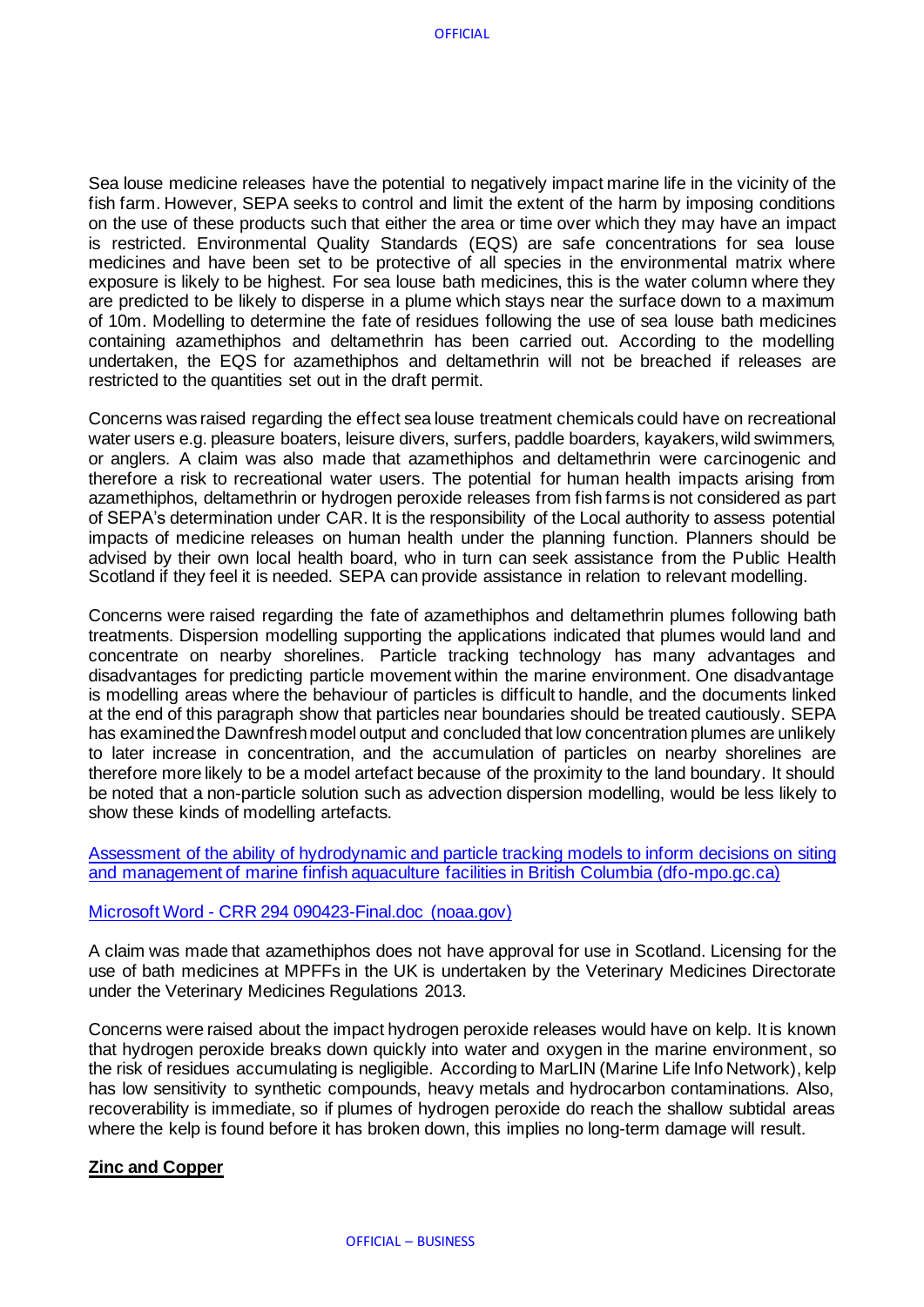Sea louse medicine releases have the potential to negatively impact marine life in the vicinity of the fish farm. However, SEPA seeks to control and limit the extent of the harm by imposing conditions on the use of these products such that either the area or time over which they may have an impact is restricted. Environmental Quality Standards (EQS) are safe concentrations for sea louse medicines and have been set to be protective of all species in the environmental matrix where exposure is likely to be highest. For sea louse bath medicines, this is the water column where they are predicted to be likely to disperse in a plume which stays near the surface down to a maximum of 10m. Modelling to determine the fate of residues following the use of sea louse bath medicines containing azamethiphos and deltamethrin has been carried out. According to the modelling undertaken, the EQS for azamethiphos and deltamethrin will not be breached if releases are restricted to the quantities set out in the draft permit.

Concerns was raised regarding the effect sea louse treatment chemicals could have on recreational water users e.g. pleasure boaters, leisure divers, surfers, paddle boarders, kayakers, wild swimmers, or anglers. A claim was also made that azamethiphos and deltamethrin were carcinogenic and therefore a risk to recreational water users. The potential for human health impacts arising from azamethiphos, deltamethrin or hydrogen peroxide releases from fish farms is not considered as part of SEPA's determination under CAR. It is the responsibility of the Local authority to assess potential impacts of medicine releases on human health under the planning function. Planners should be advised by their own local health board, who in turn can seek assistance from the Public Health Scotland if they feel it is needed. SEPA can provide assistance in relation to relevant modelling.

Concerns were raised regarding the fate of azamethiphos and deltamethrin plumes following bath treatments. Dispersion modelling supporting the applications indicated that plumes would land and concentrate on nearby shorelines. Particle tracking technology has many advantages and disadvantages for predicting particle movement within the marine environment. One disadvantage is modelling areas where the behaviour of particles is difficult to handle, and the documents linked at the end of this paragraph show that particles near boundaries should be treated cautiously. SEPA has examined the Dawnfresh model output and concluded that low concentration plumes are unlikely to later increase in concentration, and the accumulation of particles on nearby shorelines are therefore more likely to be a model artefact because of the proximity to the land boundary. It should be noted that a non-particle solution such as advection dispersion modelling, would be less likely to show these kinds of modelling artefacts.

Assessment of the ability of hydrodynamic and particle tracking models to inform decisions on siting and management of marine finfish aquaculture facilities in British Columbia (dfo-mpo.gc.ca)

Microsoft Word - CRR 294 090423-Final.doc (noaa.gov)

A claim was made that azamethiphos does not have approval for use in Scotland. Licensing for the use of bath medicines at MPFFs in the UK is undertaken by the Veterinary Medicines Directorate under the Veterinary Medicines Regulations 2013.

Concerns were raised about the impact hydrogen peroxide releases would have on kelp. It is known that hydrogen peroxide breaks down quickly into water and oxygen in the marine environment, so the risk of residues accumulating is negligible. According to MarLIN (Marine Life Info Network), kelp has low sensitivity to synthetic compounds, heavy metals and hydrocarbon contaminations. Also, recoverability is immediate, so if plumes of hydrogen peroxide do reach the shallow subtidal areas where the kelp is found before it has broken down, this implies no long-term damage will result.

**Zinc and Copper**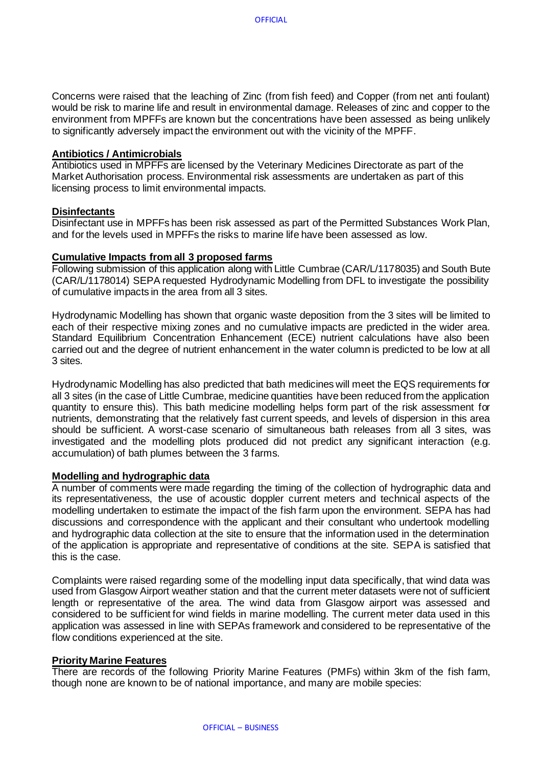Concerns were raised that the leaching of Zinc (from fish feed) and Copper (from net anti foulant) would be risk to marine life and result in environmental damage. Releases of zinc and copper to the environment from MPFFs are known but the concentrations have been assessed as being unlikely to significantly adversely impact the environment out with the vicinity of the MPFF.

**Antibiotics / Antimicrobials**

Antibiotics used in MPFFs are licensed by the Veterinary Medicines Directorate as part of the Market Authorisation process. Environmental risk assessments are undertaken as part of this licensing process to limit environmental impacts.

**Disinfectants**

Disinfectant use in MPFFs has been risk assessed as part of the Permitted Substances Work Plan, and for the levels used in MPFFs the risks to marine life have been assessed as low.

**Cumulative Impacts from all 3 proposed farms**

Following submission of this application along with Little Cumbrae (CAR/L/1178035) and South Bute (CAR/L/1178014) SEPA requested Hydrodynamic Modelling from DFL to investigate the possibility of cumulative impacts in the area from all 3 sites.

Hydrodynamic Modelling has shown that organic waste deposition from the 3 sites will be limited to each of their respective mixing zones and no cumulative impacts are predicted in the wider area. Standard Equilibrium Concentration Enhancement (ECE) nutrient calculations have also been carried out and the degree of nutrient enhancement in the water column is predicted to be low at all 3 sites.

Hydrodynamic Modelling has also predicted that bath medicines will meet the EQS requirements for all 3 sites (in the case of Little Cumbrae, medicine quantities have been reduced from the application quantity to ensure this). This bath medicine modelling helps form part of the risk assessment for nutrients, demonstrating that the relatively fast current speeds, and levels of dispersion in this area should be sufficient. A worst-case scenario of simultaneous bath releases from all 3 sites, was investigated and the modelling plots produced did not predict any significant interaction (e.g. accumulation) of bath plumes between the 3 farms.

**Modelling and hydrographic data**

A number of comments were made regarding the timing of the collection of hydrographic data and its representativeness, the use of acoustic doppler current meters and technical aspects of the modelling undertaken to estimate the impact of the fish farm upon the environment. SEPA has had discussions and correspondence with the applicant and their consultant who undertook modelling and hydrographic data collection at the site to ensure that the information used in the determination of the application is appropriate and representative of conditions at the site. SEPA is satisfied that this is the case.

Complaints were raised regarding some of the modelling input data specifically, that wind data was used from Glasgow Airport weather station and that the current meter datasets were not of sufficient length or representative of the area. The wind data from Glasgow airport was assessed and considered to be sufficient for wind fields in marine modelling. The current meter data used in this application was assessed in line with SEPAs framework and considered to be representative of the flow conditions experienced at the site.

**Priority Marine Features**

There are records of the following Priority Marine Features (PMFs) within 3km of the fish farm, though none are known to be of national importance, and many are mobile species: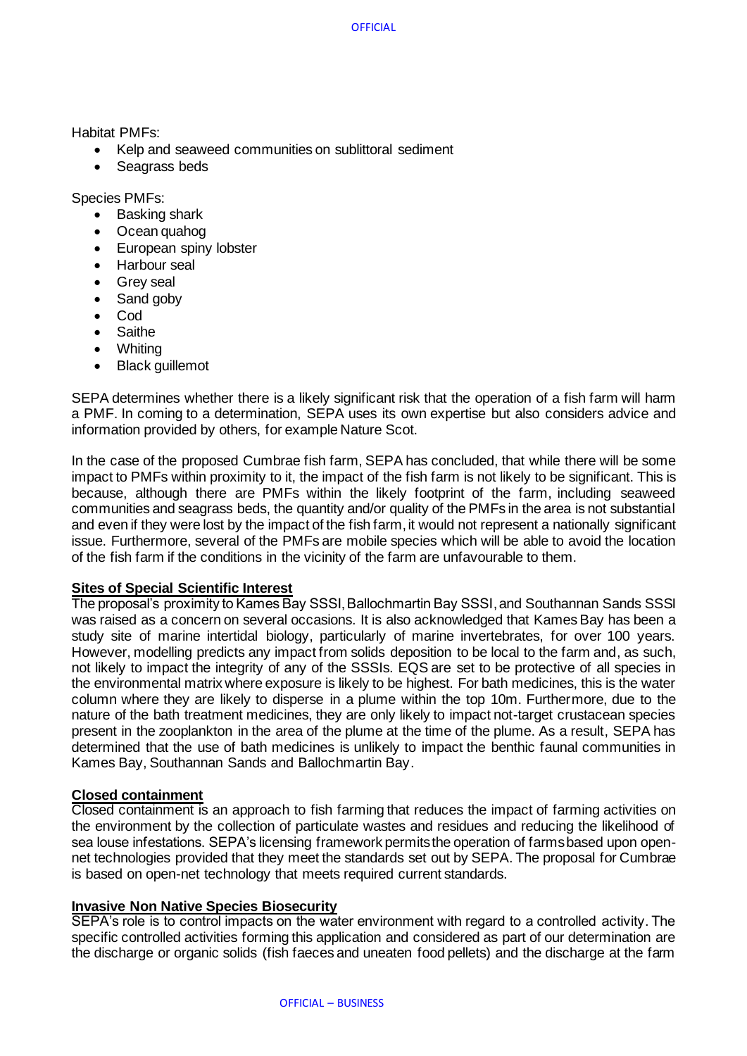Habitat PMFs:

- Kelp and seaweed communities on sublittoral sediment
- Seagrass beds

Species PMFs:

- Basking shark
- Ocean quahog
- European spiny lobster
- Harbour seal
- Grey seal
- Sand goby
- Cod
- Saithe
- Whiting
- Black guillemot

SEPA determines whether there is a likely significant risk that the operation of a fish farm will harm a PMF. In coming to a determination, SEPA uses its own expertise but also considers advice and information provided by others, for example Nature Scot.

In the case of the proposed Cumbrae fish farm, SEPA has concluded, that while there will be some impact to PMFs within proximity to it, the impact of the fish farm is not likely to be significant. This is because, although there are PMFs within the likely footprint of the farm, including seaweed communities and seagrass beds, the quantity and/or quality of the PMFs in the area is not substantial and even if they were lost by the impact of the fish farm, it would not represent a nationally significant issue. Furthermore, several of the PMFs are mobile species which will be able to avoid the location of the fish farm if the conditions in the vicinity of the farm are unfavourable to them.

**Sites of Special Scientific Interest**

The proposal's proximity to Kames Bay SSSI, Ballochmartin Bay SSSI, and Southannan Sands SSSI was raised as a concern on several occasions. It is also acknowledged that Kames Bay has been a study site of marine intertidal biology, particularly of marine invertebrates, for over 100 years. However, modelling predicts any impact from solids deposition to be local to the farm and, as such, not likely to impact the integrity of any of the SSSIs. EQS are set to be protective of all species in the environmental matrix where exposure is likely to be highest. For bath medicines, this is the water column where they are likely to disperse in a plume within the top 10m. Furthermore, due to the nature of the bath treatment medicines, they are only likely to impact not-target crustacean species present in the zooplankton in the area of the plume at the time of the plume. As a result, SEPA has determined that the use of bath medicines is unlikely to impact the benthic faunal communities in Kames Bay, Southannan Sands and Ballochmartin Bay.

**Closed containment**

Closed containment is an approach to fish farming that reduces the impact of farming activities on the environment by the collection of particulate wastes and residues and reducing the likelihood of sea louse infestations. SEPA's licensing framework permits the operation of farms based upon open-net technologies provided that they meet the standards set out by SEPA. The proposal for Cumbrae is based on open-net technology that meets required current standards.

**Invasive Non Native Species Biosecurity**

SEPA's role is to control impacts on the water environment with regard to a controlled activity. The specific controlled activities forming this application and considered as part of our determination are the discharge or organic solids (fish faeces and uneaten food pellets) and the discharge at the farm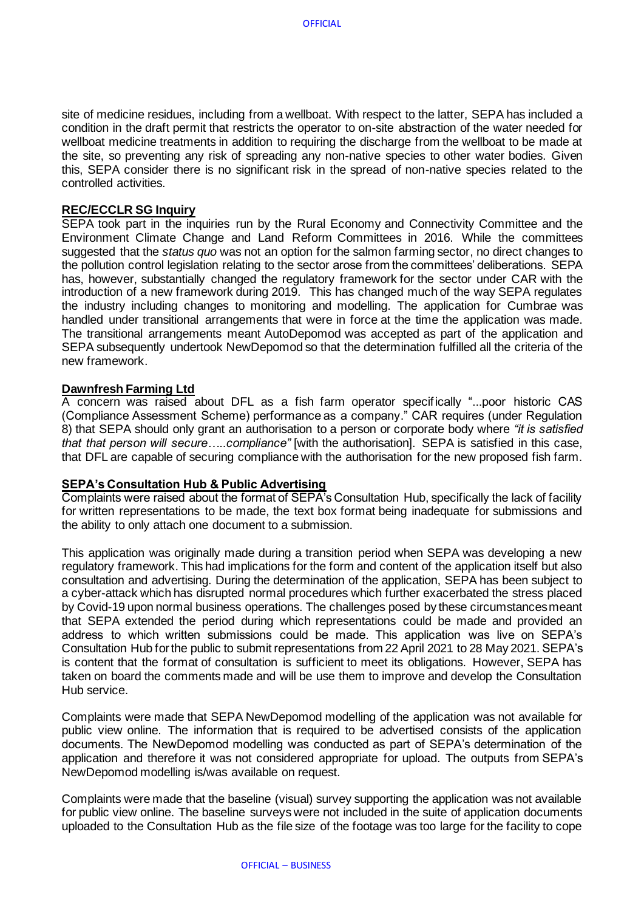site of medicine residues, including from a wellboat. With respect to the latter, SEPA has included a condition in the draft permit that restricts the operator to on-site abstraction of the water needed for wellboat medicine treatments in addition to requiring the discharge from the wellboat to be made at the site, so preventing any risk of spreading any non-native species to other water bodies. Given this, SEPA consider there is no significant risk in the spread of non-native species related to the controlled activities.

**REC/ECCLR SG Inquiry**

SEPA took part in the inquiries run by the Rural Economy and Connectivity Committee and the Environment Climate Change and Land Reform Committees in 2016. While the committees suggested that the *status quo* was not an option for the salmon farming sector, no direct changes to the pollution control legislation relating to the sector arose from the committees' deliberations. SEPA has, however, substantially changed the regulatory framework for the sector under CAR with the introduction of a new framework during 2019. This has changed much of the way SEPA regulates the industry including changes to monitoring and modelling. The application for Cumbrae was handled under transitional arrangements that were in force at the time the application was made. The transitional arrangements meant AutoDepomod was accepted as part of the application and SEPA subsequently undertook NewDepomod so that the determination fulfilled all the criteria of the new framework.

**Dawnfresh Farming Ltd**

A concern was raised about DFL as a fish farm operator specifically "...poor historic CAS (Compliance Assessment Scheme) performance as a company." CAR requires (under Regulation 8) that SEPA should only grant an authorisation to a person or corporate body where *"it is satisfied that that person will secure…..compliance"* [with the authorisation]. SEPA is satisfied in this case, that DFL are capable of securing compliance with the authorisation for the new proposed fish farm.

**SEPA's Consultation Hub & Public Advertising**

Complaints were raised about the format of SEPA's Consultation Hub, specifically the lack of facility for written representations to be made, the text box format being inadequate for submissions and the ability to only attach one document to a submission.

This application was originally made during a transition period when SEPA was developing a new regulatory framework. This had implications for the form and content of the application itself but also consultation and advertising. During the determination of the application, SEPA has been subject to a cyber-attack which has disrupted normal procedures which further exacerbated the stress placed by Covid-19 upon normal business operations. The challenges posed by these circumstances meant that SEPA extended the period during which representations could be made and provided an address to which written submissions could be made. This application was live on SEPA's Consultation Hub for the public to submit representations from 22 April 2021 to 28 May 2021. SEPA's is content that the format of consultation is sufficient to meet its obligations. However, SEPA has taken on board the comments made and will be use them to improve and develop the Consultation Hub service.

Complaints were made that SEPA NewDepomod modelling of the application was not available for public view online. The information that is required to be advertised consists of the application documents. The NewDepomod modelling was conducted as part of SEPA's determination of the application and therefore it was not considered appropriate for upload. The outputs from SEPA's NewDepomod modelling is/was available on request.

Complaints were made that the baseline (visual) survey supporting the application was not available for public view online. The baseline surveys were not included in the suite of application documents uploaded to the Consultation Hub as the file size of the footage was too large for the facility to cope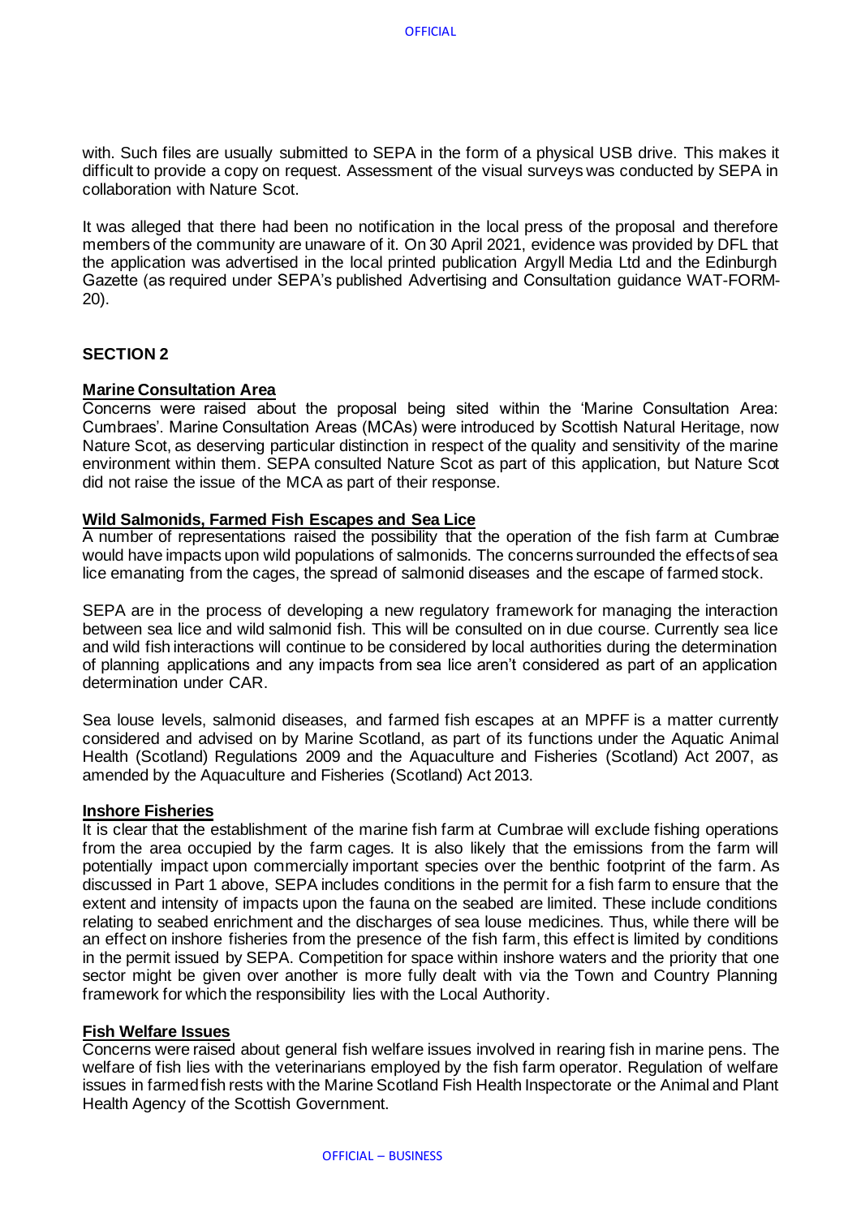with. Such files are usually submitted to SEPA in the form of a physical USB drive. This makes it difficult to provide a copy on request. Assessment of the visual surveys was conducted by SEPA in collaboration with Nature Scot.

It was alleged that there had been no notification in the local press of the proposal and therefore members of the community are unaware of it. On 30 April 2021, evidence was provided by DFL that the application was advertised in the local printed publication Argyll Media Ltd and the Edinburgh Gazette (as required under SEPA's published Advertising and Consultation guidance WAT-FORM-20).

## SECTION 2

### Marine Consultation Area

Concerns were raised about the proposal being sited within the 'Marine Consultation Area: Cumbraes'. Marine Consultation Areas (MCAs) were introduced by Scottish Natural Heritage, now Nature Scot, as deserving particular distinction in respect of the quality and sensitivity of the marine environment within them. SEPA consulted Nature Scot as part of this application, but Nature Scot did not raise the issue of the MCA as part of their response.

### Wild Salmonids, Farmed Fish Escapes and Sea Lice

A number of representations raised the possibility that the operation of the fish farm at Cumbrae would have impacts upon wild populations of salmonids. The concerns surrounded the effects of sea lice emanating from the cages, the spread of salmonid diseases and the escape of farmed stock.

SEPA are in the process of developing a new regulatory framework for managing the interaction between sea lice and wild salmonid fish. This will be consulted on in due course. Currently sea lice and wild fish interactions will continue to be considered by local authorities during the determination of planning applications and any impacts from sea lice aren't considered as part of an application determination under CAR.

Sea louse levels, salmonid diseases, and farmed fish escapes at an MPFF is a matter currently considered and advised on by Marine Scotland, as part of its functions under the Aquatic Animal Health (Scotland) Regulations 2009 and the Aquaculture and Fisheries (Scotland) Act 2007, as amended by the Aquaculture and Fisheries (Scotland) Act 2013.

### Inshore Fisheries

It is clear that the establishment of the marine fish farm at Cumbrae will exclude fishing operations from the area occupied by the farm cages. It is also likely that the emissions from the farm will potentially impact upon commercially important species over the benthic footprint of the farm. As discussed in Part 1 above, SEPA includes conditions in the permit for a fish farm to ensure that the extent and intensity of impacts upon the fauna on the seabed are limited. These include conditions relating to seabed enrichment and the discharges of sea louse medicines. Thus, while there will be an effect on inshore fisheries from the presence of the fish farm, this effect is limited by conditions in the permit issued by SEPA. Competition for space within inshore waters and the priority that one sector might be given over another is more fully dealt with via the Town and Country Planning framework for which the responsibility lies with the Local Authority.

### Fish Welfare Issues

Concerns were raised about general fish welfare issues involved in rearing fish in marine pens. The welfare of fish lies with the veterinarians employed by the fish farm operator. Regulation of welfare issues in farmed fish rests with the Marine Scotland Fish Health Inspectorate or the Animal and Plant Health Agency of the Scottish Government.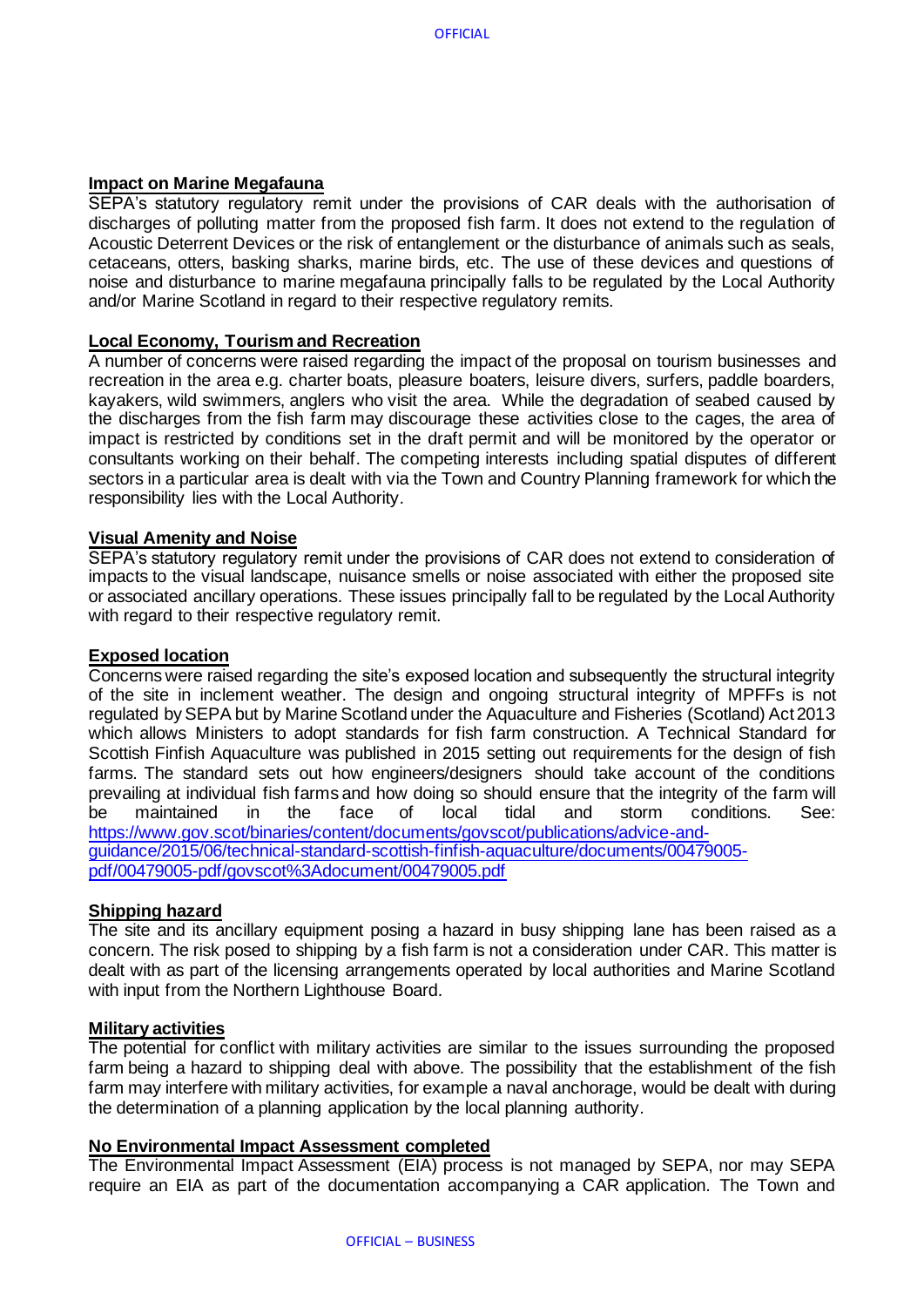**Impact on Marine Megafauna**

SEPA's statutory regulatory remit under the provisions of CAR deals with the authorisation of discharges of polluting matter from the proposed fish farm. It does not extend to the regulation of Acoustic Deterrent Devices or the risk of entanglement or the disturbance of animals such as seals, cetaceans, otters, basking sharks, marine birds, etc. The use of these devices and questions of noise and disturbance to marine megafauna principally falls to be regulated by the Local Authority and/or Marine Scotland in regard to their respective regulatory remits.

**Local Economy, Tourism and Recreation**

A number of concerns were raised regarding the impact of the proposal on tourism businesses and recreation in the area e.g. charter boats, pleasure boaters, leisure divers, surfers, paddle boarders, kayakers, wild swimmers, anglers who visit the area. While the degradation of seabed caused by the discharges from the fish farm may discourage these activities close to the cages, the area of impact is restricted by conditions set in the draft permit and will be monitored by the operator or consultants working on their behalf. The competing interests including spatial disputes of different sectors in a particular area is dealt with via the Town and Country Planning framework for which the responsibility lies with the Local Authority.

**Visual Amenity and Noise**

SEPA's statutory regulatory remit under the provisions of CAR does not extend to consideration of impacts to the visual landscape, nuisance smells or noise associated with either the proposed site or associated ancillary operations. These issues principally fall to be regulated by the Local Authority with regard to their respective regulatory remit.

**Exposed location**

Concerns were raised regarding the site's exposed location and subsequently the structural integrity of the site in inclement weather. The design and ongoing structural integrity of MPFFs is not regulated by SEPA but by Marine Scotland under the Aquaculture and Fisheries (Scotland) Act 2013 which allows Ministers to adopt standards for fish farm construction. A Technical Standard for Scottish Finfish Aquaculture was published in 2015 setting out requirements for the design of fish farms. The standard sets out how engineers/designers should take account of the conditions prevailing at individual fish farms and how doing so should ensure that the integrity of the farm will be maintained in the face of local tidal and storm conditions. See: [https://www.gov.scot/binaries/content/documents/govscot/publications/advice-and-guidance/2015/06/technical-standard-scottish-finfish-aquaculture/documents/00479005-pdf/00479005-pdf/govscot%3Adocument/00479005.pdf](https://www.gov.scot/binaries/content/documents/govscot/publications/advice-and-guidance/2015/06/technical-standard-scottish-finfish-aquaculture/documents/00479005-pdf/00479005-pdf/govscot%3Adocument/00479005.pdf)

**Shipping hazard**

The site and its ancillary equipment posing a hazard in busy shipping lane has been raised as a concern. The risk posed to shipping by a fish farm is not a consideration under CAR. This matter is dealt with as part of the licensing arrangements operated by local authorities and Marine Scotland with input from the Northern Lighthouse Board.

**Military activities**

The potential for conflict with military activities are similar to the issues surrounding the proposed farm being a hazard to shipping deal with above. The possibility that the establishment of the fish farm may interfere with military activities, for example a naval anchorage, would be dealt with during the determination of a planning application by the local planning authority.

**No Environmental Impact Assessment completed**

The Environmental Impact Assessment (EIA) process is not managed by SEPA, nor may SEPA require an EIA as part of the documentation accompanying a CAR application. The Town and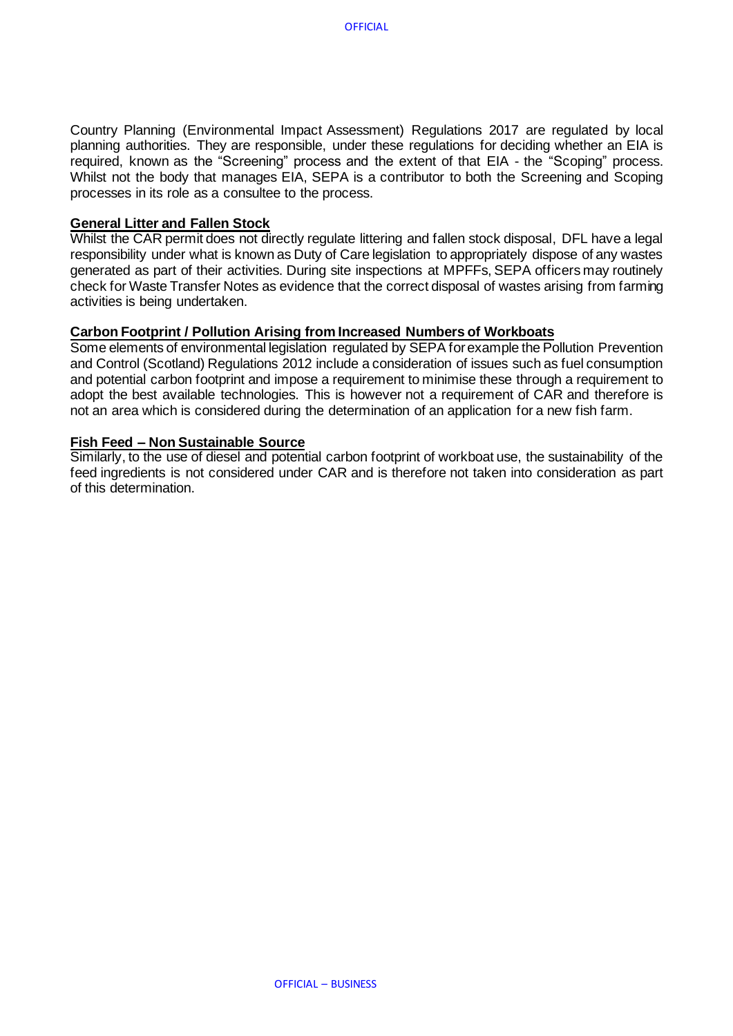Country Planning (Environmental Impact Assessment) Regulations 2017 are regulated by local planning authorities. They are responsible, under these regulations for deciding whether an EIA is required, known as the "Screening" process and the extent of that EIA - the "Scoping" process. Whilst not the body that manages EIA, SEPA is a contributor to both the Screening and Scoping processes in its role as a consultee to the process.

**General Litter and Fallen Stock**

Whilst the CAR permit does not directly regulate littering and fallen stock disposal, DFL have a legal responsibility under what is known as Duty of Care legislation to appropriately dispose of any wastes generated as part of their activities. During site inspections at MPFFs, SEPA officers may routinely check for Waste Transfer Notes as evidence that the correct disposal of wastes arising from farming activities is being undertaken.

**Carbon Footprint / Pollution Arising from Increased Numbers of Workboats**

Some elements of environmental legislation regulated by SEPA for example the Pollution Prevention and Control (Scotland) Regulations 2012 include a consideration of issues such as fuel consumption and potential carbon footprint and impose a requirement to minimise these through a requirement to adopt the best available technologies. This is however not a requirement of CAR and therefore is not an area which is considered during the determination of an application for a new fish farm.

**Fish Feed – Non Sustainable Source**

Similarly, to the use of diesel and potential carbon footprint of workboat use, the sustainability of the feed ingredients is not considered under CAR and is therefore not taken into consideration as part of this determination.